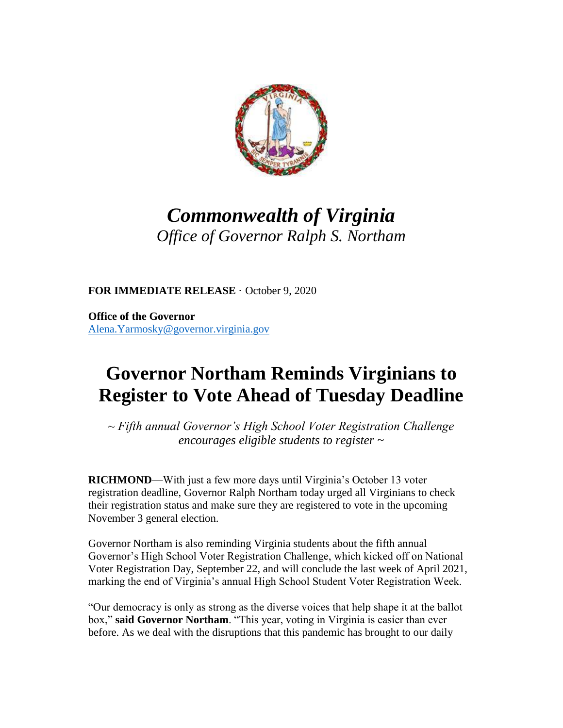# *Commonwealth of Virginia*

*Office of Governor Ralph S. Northam*

**FOR IMMEDIATE RELEASE** · October 9, 2020

**Office of the Governor**
Alena.Yarmosky@governor.virginia.gov

# Governor Northam Reminds Virginians to Register to Vote Ahead of Tuesday Deadline

*~ Fifth annual Governor's High School Voter Registration Challenge encourages eligible students to register ~*

**RICHMOND**—With just a few more days until Virginia's October 13 voter registration deadline, Governor Ralph Northam today urged all Virginians to check their registration status and make sure they are registered to vote in the upcoming November 3 general election.

Governor Northam is also reminding Virginia students about the fifth annual Governor's High School Voter Registration Challenge, which kicked off on National Voter Registration Day, September 22, and will conclude the last week of April 2021, marking the end of Virginia's annual High School Student Voter Registration Week.

"Our democracy is only as strong as the diverse voices that help shape it at the ballot box," **said Governor Northam**. "This year, voting in Virginia is easier than ever before. As we deal with the disruptions that this pandemic has brought to our daily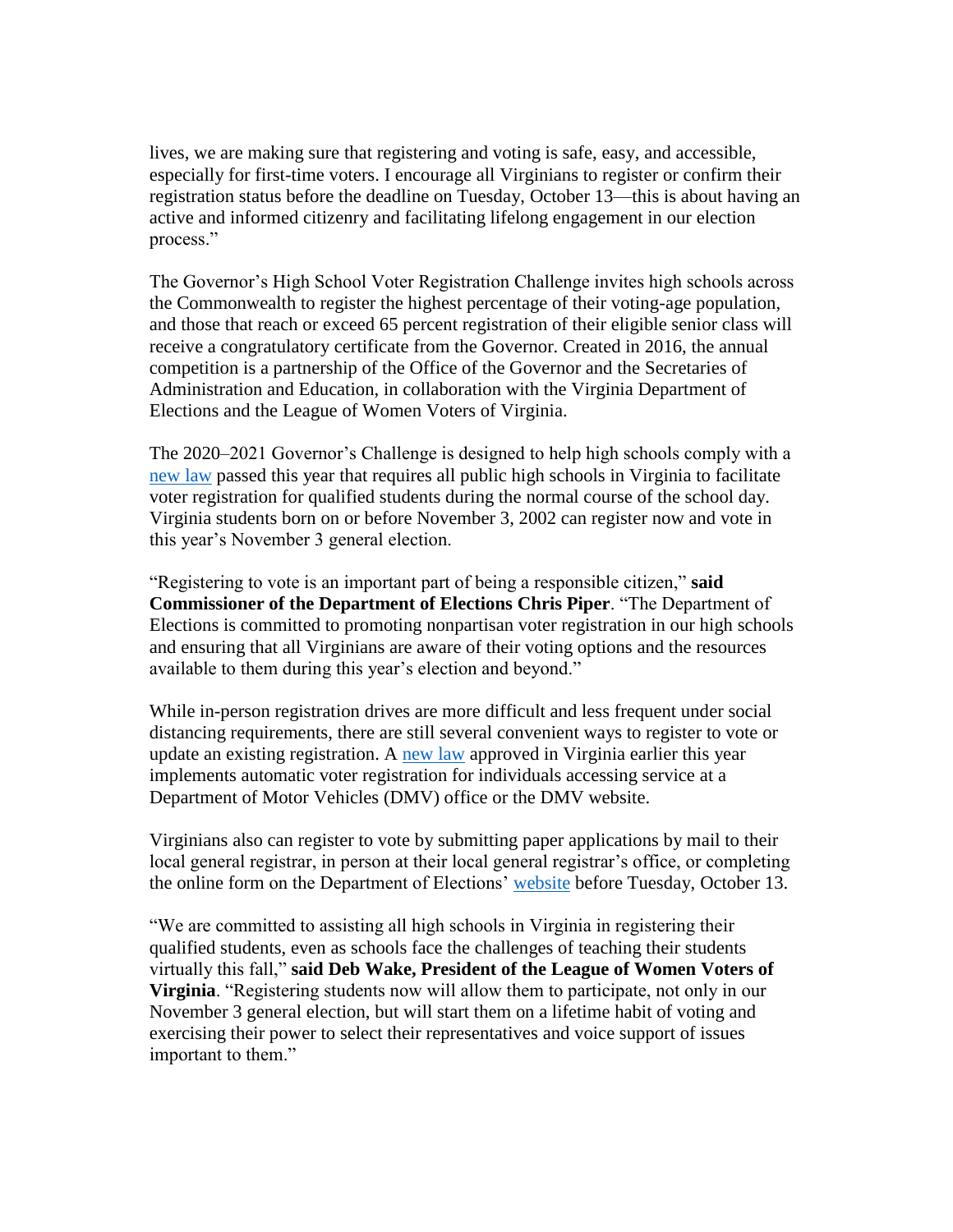lives, we are making sure that registering and voting is safe, easy, and accessible, especially for first-time voters. I encourage all Virginians to register or confirm their registration status before the deadline on Tuesday, October 13—this is about having an active and informed citizenry and facilitating lifelong engagement in our election process."

The Governor's High School Voter Registration Challenge invites high schools across the Commonwealth to register the highest percentage of their voting-age population, and those that reach or exceed 65 percent registration of their eligible senior class will receive a congratulatory certificate from the Governor. Created in 2016, the annual competition is a partnership of the Office of the Governor and the Secretaries of Administration and Education, in collaboration with the Virginia Department of Elections and the League of Women Voters of Virginia.

The 2020–2021 Governor's Challenge is designed to help high schools comply with a new law passed this year that requires all public high schools in Virginia to facilitate voter registration for qualified students during the normal course of the school day. Virginia students born on or before November 3, 2002 can register now and vote in this year's November 3 general election.

"Registering to vote is an important part of being a responsible citizen," **said Commissioner of the Department of Elections Chris Piper**. "The Department of Elections is committed to promoting nonpartisan voter registration in our high schools and ensuring that all Virginians are aware of their voting options and the resources available to them during this year's election and beyond."

While in-person registration drives are more difficult and less frequent under social distancing requirements, there are still several convenient ways to register to vote or update an existing registration. A new law approved in Virginia earlier this year implements automatic voter registration for individuals accessing service at a Department of Motor Vehicles (DMV) office or the DMV website.

Virginians also can register to vote by submitting paper applications by mail to their local general registrar, in person at their local general registrar's office, or completing the online form on the Department of Elections' website before Tuesday, October 13.

"We are committed to assisting all high schools in Virginia in registering their qualified students, even as schools face the challenges of teaching their students virtually this fall," **said Deb Wake, President of the League of Women Voters of Virginia**. "Registering students now will allow them to participate, not only in our November 3 general election, but will start them on a lifetime habit of voting and exercising their power to select their representatives and voice support of issues important to them."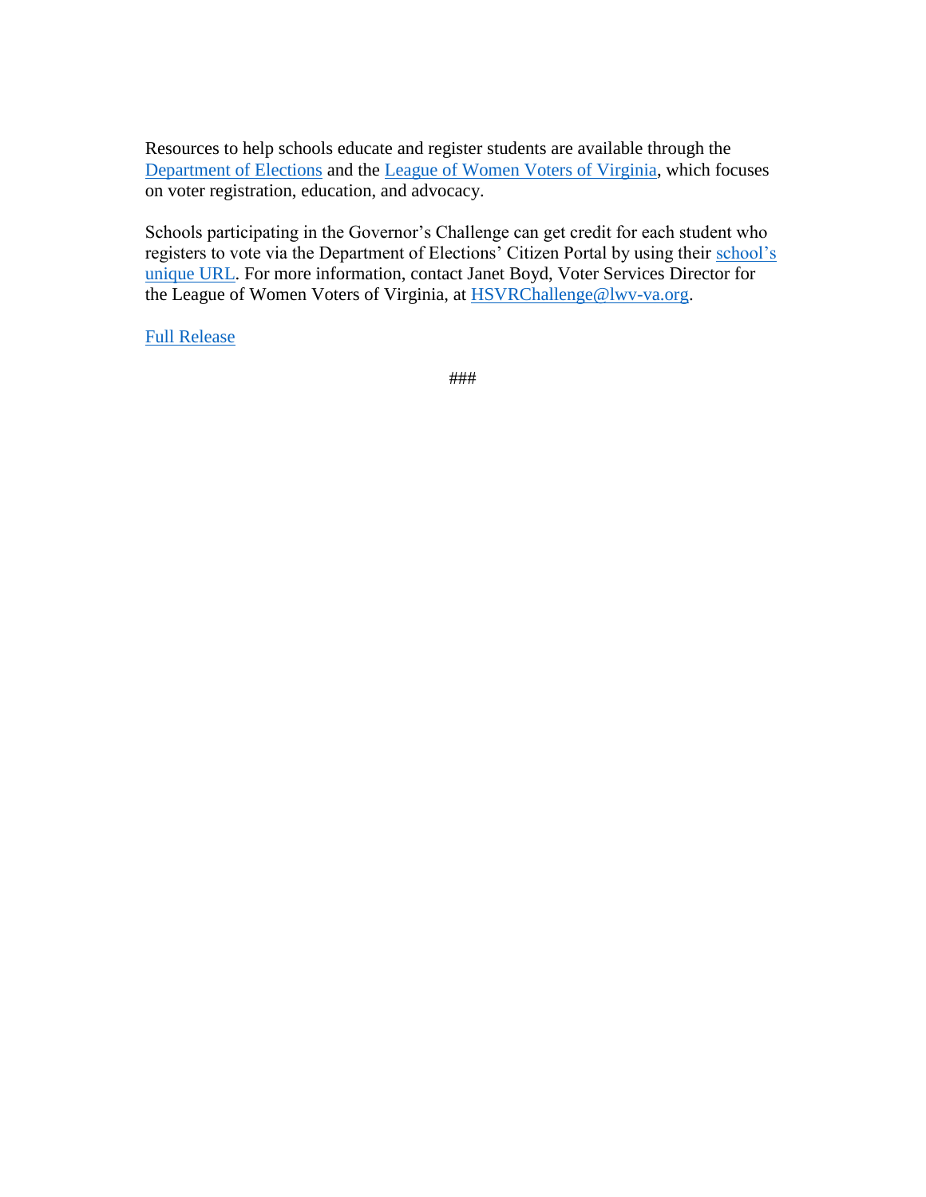Resources to help schools educate and register students are available through the Department of Elections and the League of Women Voters of Virginia, which focuses on voter registration, education, and advocacy.

Schools participating in the Governor's Challenge can get credit for each student who registers to vote via the Department of Elections' Citizen Portal by using their school's unique URL. For more information, contact Janet Boyd, Voter Services Director for the League of Women Voters of Virginia, at HSVRChallenge@lwv-va.org.

Full Release

###